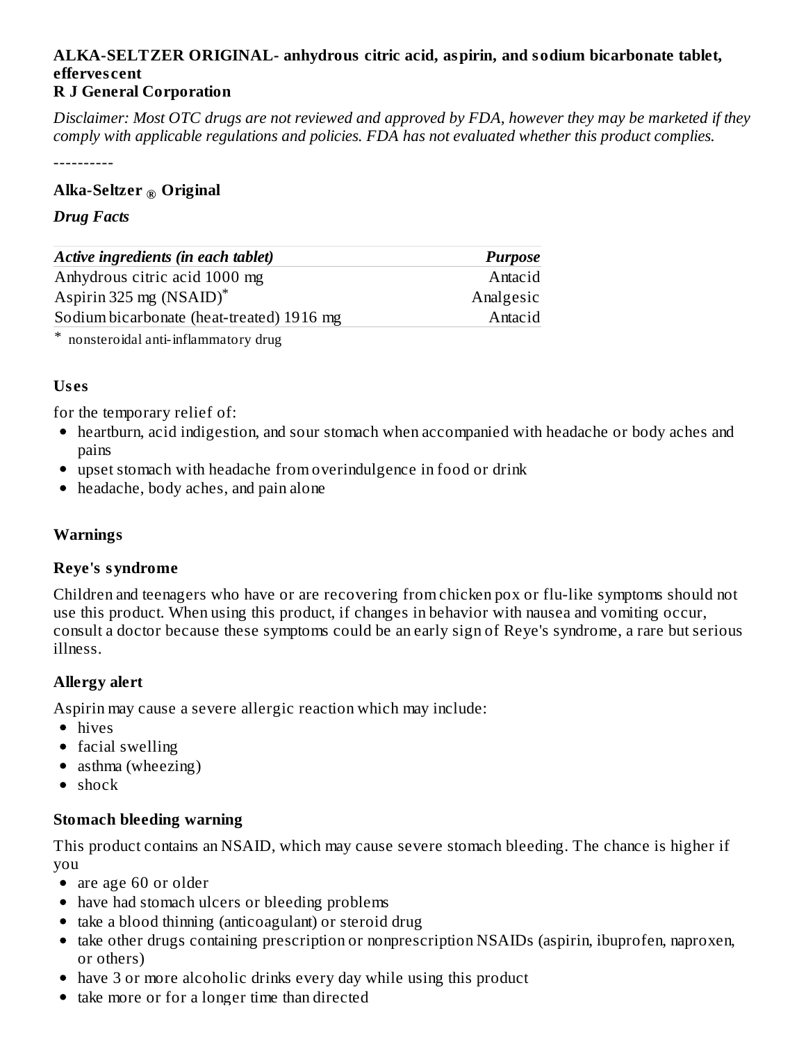**ALKA-SELTZER ORIGINAL- anhydrous citric acid, aspirin, and sodium bicarbonate tablet, effervescent**
**R J General Corporation**

*Disclaimer: Most OTC drugs are not reviewed and approved by FDA, however they may be marketed if they comply with applicable regulations and policies. FDA has not evaluated whether this product complies.*

----------

**Alka-Seltzer ® Original**

***Drug Facts***

| *Active ingredients (in each tablet)* | ***Purpose*** |
|---|---|
| Anhydrous citric acid 1000 mg | Antacid |
| Aspirin 325 mg (NSAID)* | Analgesic |
| Sodium bicarbonate (heat-treated) 1916 mg | Antacid |

* nonsteroidal anti-inflammatory drug

### Uses

for the temporary relief of:

- heartburn, acid indigestion, and sour stomach when accompanied with headache or body aches and pains
- upset stomach with headache from overindulgence in food or drink
- headache, body aches, and pain alone

### Warnings

### Reye's syndrome

Children and teenagers who have or are recovering from chicken pox or flu-like symptoms should not use this product. When using this product, if changes in behavior with nausea and vomiting occur, consult a doctor because these symptoms could be an early sign of Reye's syndrome, a rare but serious illness.

### Allergy alert

Aspirin may cause a severe allergic reaction which may include:

- hives
- facial swelling
- asthma (wheezing)
- shock

### Stomach bleeding warning

This product contains an NSAID, which may cause severe stomach bleeding. The chance is higher if you

- are age 60 or older
- have had stomach ulcers or bleeding problems
- take a blood thinning (anticoagulant) or steroid drug
- take other drugs containing prescription or nonprescription NSAIDs (aspirin, ibuprofen, naproxen, or others)
- have 3 or more alcoholic drinks every day while using this product
- take more or for a longer time than directed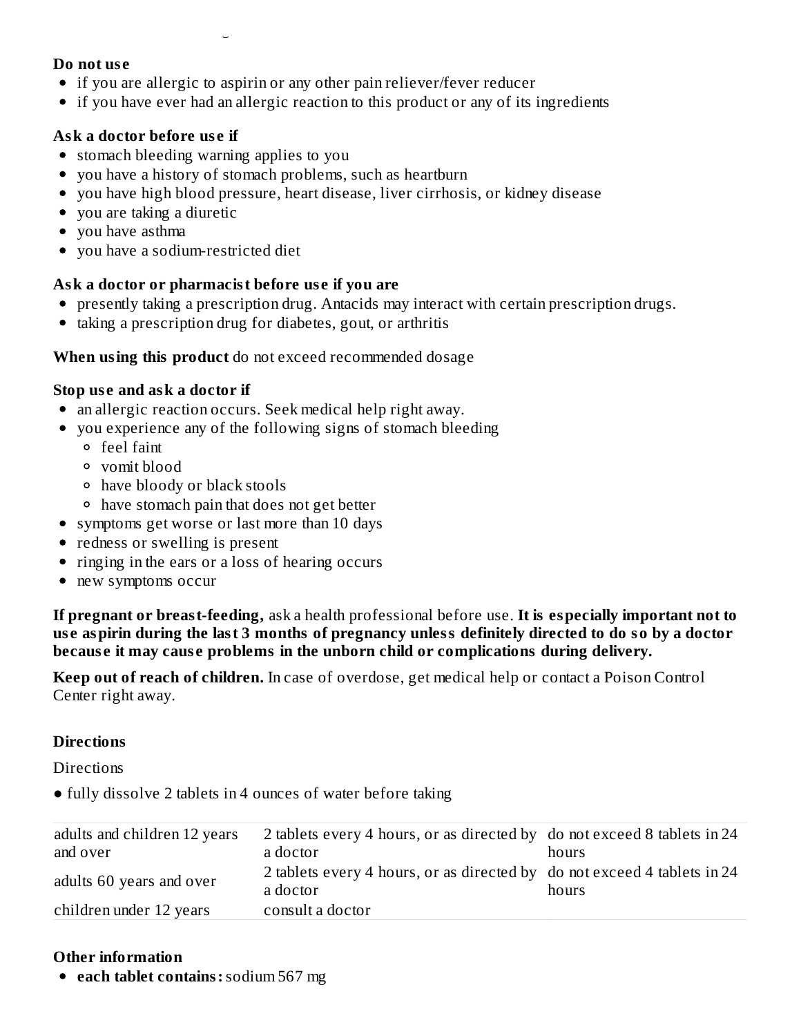**Do not use**

- if you are allergic to aspirin or any other pain reliever/fever reducer
- if you have ever had an allergic reaction to this product or any of its ingredients

**Ask a doctor before use if**

- stomach bleeding warning applies to you
- you have a history of stomach problems, such as heartburn
- you have high blood pressure, heart disease, liver cirrhosis, or kidney disease
- you are taking a diuretic
- you have asthma
- you have a sodium-restricted diet

**Ask a doctor or pharmacist before use if you are**

- presently taking a prescription drug. Antacids may interact with certain prescription drugs.
- taking a prescription drug for diabetes, gout, or arthritis

**When using this product** do not exceed recommended dosage

**Stop use and ask a doctor if**

- an allergic reaction occurs. Seek medical help right away.
- you experience any of the following signs of stomach bleeding
  - feel faint
  - vomit blood
  - have bloody or black stools
  - have stomach pain that does not get better
- symptoms get worse or last more than 10 days
- redness or swelling is present
- ringing in the ears or a loss of hearing occurs
- new symptoms occur

**If pregnant or breast-feeding,** ask a health professional before use. **It is especially important not to use aspirin during the last 3 months of pregnancy unless definitely directed to do so by a doctor because it may cause problems in the unborn child or complications during delivery.**

**Keep out of reach of children.** In case of overdose, get medical help or contact a Poison Control Center right away.

**Directions**

Directions

● fully dissolve 2 tablets in 4 ounces of water before taking

| | | |
|---|---|---|
| adults and children 12 years and over | 2 tablets every 4 hours, or as directed by a doctor | do not exceed 8 tablets in 24 hours |
| adults 60 years and over | 2 tablets every 4 hours, or as directed by a doctor | do not exceed 4 tablets in 24 hours |
| children under 12 years | consult a doctor | |

**Other information**

- **each tablet contains:** sodium 567 mg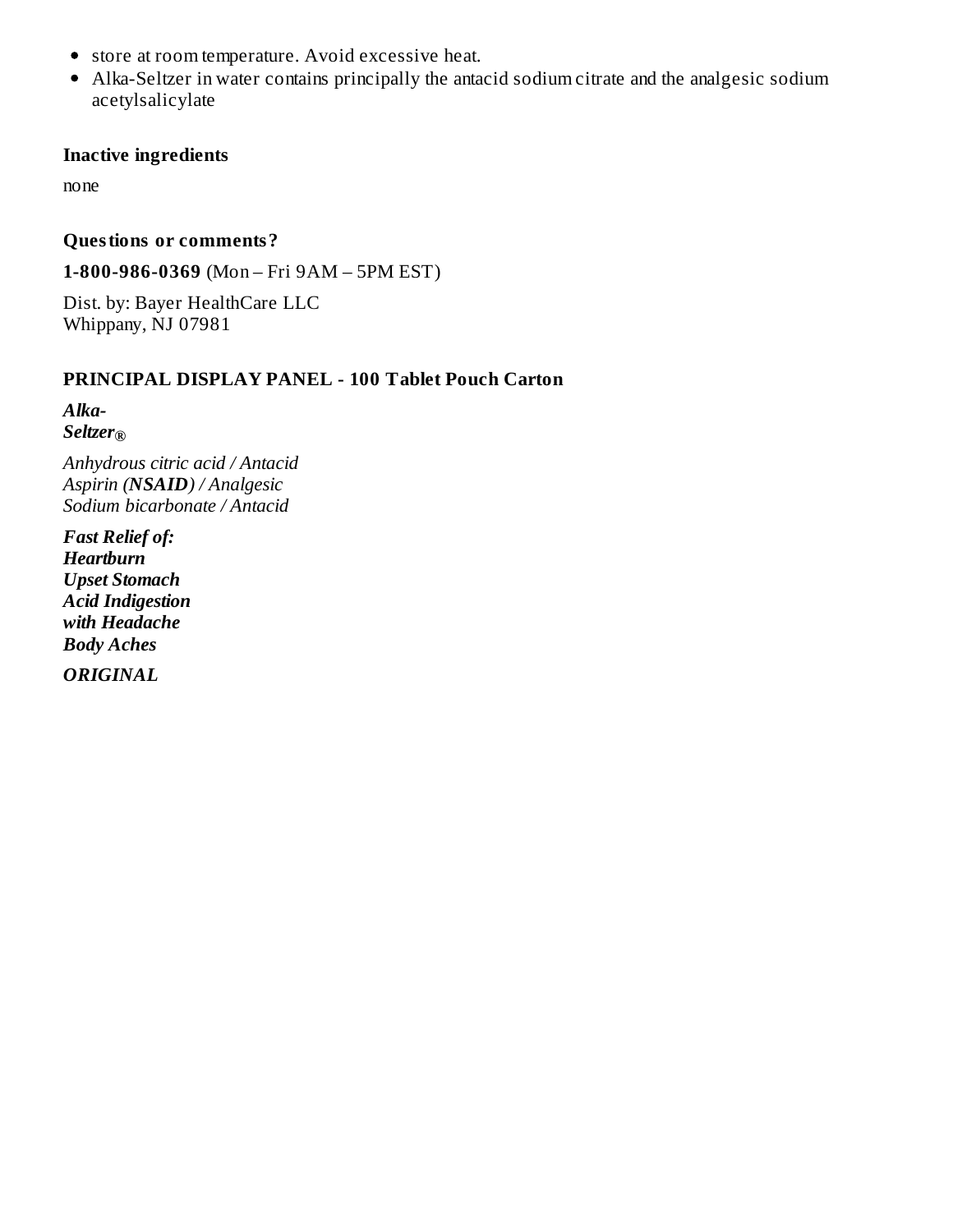- store at room temperature. Avoid excessive heat.
- Alka-Seltzer in water contains principally the antacid sodium citrate and the analgesic sodium acetylsalicylate

### Inactive ingredients

none

### Questions or comments?

**1-800-986-0369** (Mon – Fri 9AM – 5PM EST)

Dist. by: Bayer HealthCare LLC
Whippany, NJ 07981

### PRINCIPAL DISPLAY PANEL - 100 Tablet Pouch Carton

***Alka-Seltzer®***

*Anhydrous citric acid / Antacid*
*Aspirin (**NSAID**) / Analgesic*
*Sodium bicarbonate / Antacid*

***Fast Relief of:***
***Heartburn***
***Upset Stomach***
***Acid Indigestion***
***with Headache***
***Body Aches***

***ORIGINAL***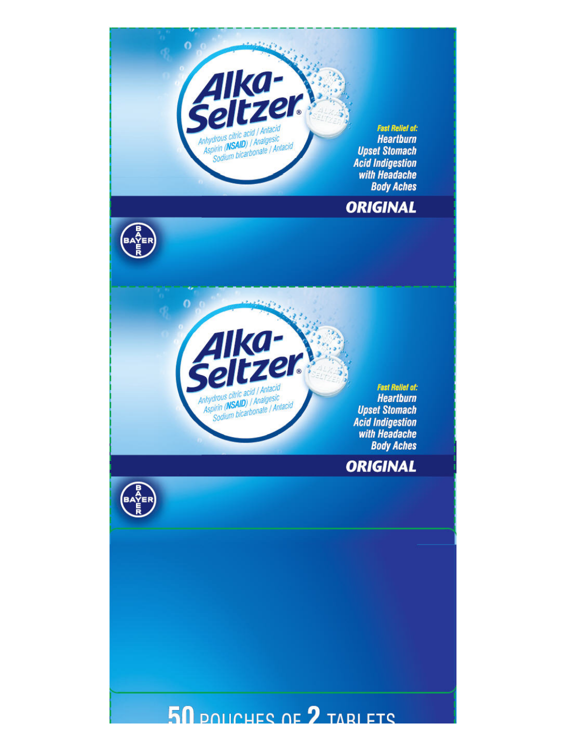# Alka-Seltzer®

Anhydrous citric acid / Antacid
Aspirin (**NSAID**) / Analgesic
Sodium bicarbonate / Antacid

ALKA-SELTZER

**Fast Relief of:**
**Heartburn**
**Upset Stomach**
**Acid Indigestion with Headache**
**Body Aches**

**ORIGINAL**

BAYER

# Alka-Seltzer®

Anhydrous citric acid / Antacid
Aspirin (**NSAID**) / Analgesic
Sodium bicarbonate / Antacid

ALKA-SELTZER

**Fast Relief of:**
**Heartburn**
**Upset Stomach**
**Acid Indigestion with Headache**
**Body Aches**

**ORIGINAL**

BAYER

**50 POUCHES OF 2 TABLETS**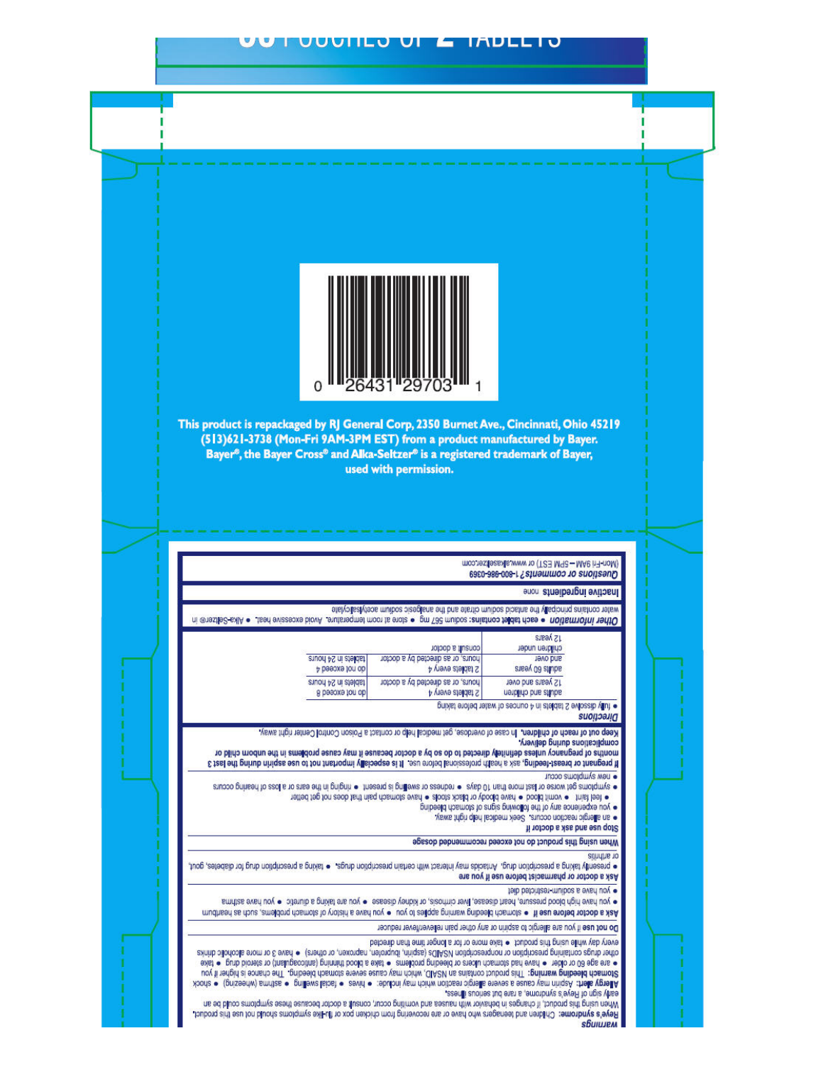36 POUCHES OF 2 TABLETS

0 26431 29703 1

**This product is repackaged by RJ General Corp, 2350 Burnet Ave., Cincinnati, Ohio 45219 (513)621-3738 (Mon-Fri 9AM-3PM EST) from a product manufactured by Bayer. Bayer®, the Bayer Cross® and Alka-Seltzer® is a registered trademark of Bayer, used with permission.**

## Warnings

**Reye's syndrome:** Children and teenagers who have or are recovering from chicken pox or flu-like symptoms should not use this product. When using this product, if changes in behavior with nausea and vomiting occur, consult a doctor because these symptoms could be an early sign of Reye's syndrome, a rare but serious illness.

**Allergy alert:** Aspirin may cause a severe allergic reaction which may include: • hives • facial swelling • asthma (wheezing) • shock

**Stomach bleeding warning:** This product contains an NSAID, which may cause severe stomach bleeding. The chance is higher if you • are age 60 or older • have had stomach ulcers or bleeding problems • take a blood thinning (anticoagulant) or steroid drug • take other drugs containing prescription or nonprescription NSAIDs (aspirin, ibuprofen, naproxen, or others) • have 3 or more alcoholic drinks every day while using this product • take more or for a longer time than directed

**Do not use** if you are allergic to aspirin or any other pain reliever/fever reducer

**Ask a doctor before use if** • stomach bleeding warning applies to you • you have a history of stomach problems, such as heartburn • you have high blood pressure, heart disease, liver cirrhosis, or kidney disease • you are taking a diuretic • you have asthma • you have a sodium-restricted diet

**Ask a doctor or pharmacist before use if you are** • presently taking a prescription drug. Antacids may interact with certain prescription drugs. • taking a prescription drug for diabetes, gout, or arthritis

**When using this product** do not exceed recommended dosage

**Stop use and ask a doctor if**
• an allergic reaction occurs. Seek medical help right away.
• you experience any of the following signs of stomach bleeding
• feel faint • vomit blood • have bloody or black stools • have stomach pain that does not get better
• symptoms get worse or last more than 10 days • redness or swelling is present • ringing in the ears or a loss of hearing occurs
• new symptoms occur

**If pregnant or breast-feeding,** ask a health professional before use. **It is especially important not to use aspirin during the last 3 months of pregnancy unless definitely directed to do so by a doctor because it may cause problems in the unborn child or complications during delivery.**

**Keep out of reach of children.** In case of overdose, get medical help or contact a Poison Control Center right away.

## Directions

• **fully dissolve 2 tablets in 4 ounces of water before taking**

| | | |
|---|---|---|
| adults and children 12 years and over | 2 tablets every 4 hours, or as directed by a doctor | do not exceed 8 tablets in 24 hours |
| adults 60 years and over | 2 tablets every 4 hours, or as directed by a doctor | do not exceed 4 tablets in 24 hours |
| children under 12 years | consult a doctor | |

**Other information** • each tablet contains: sodium 567 mg • store at room temperature. Avoid excessive heat. • Alka-Seltzer® in water contains principally the antacid sodium citrate and the analgesic sodium acetylsalicylate

**Inactive ingredients** none

**Questions or comments?** 1-800-986-0369 (Mon-Fri 9AM – 5PM EST) or www.alkaseltzer.com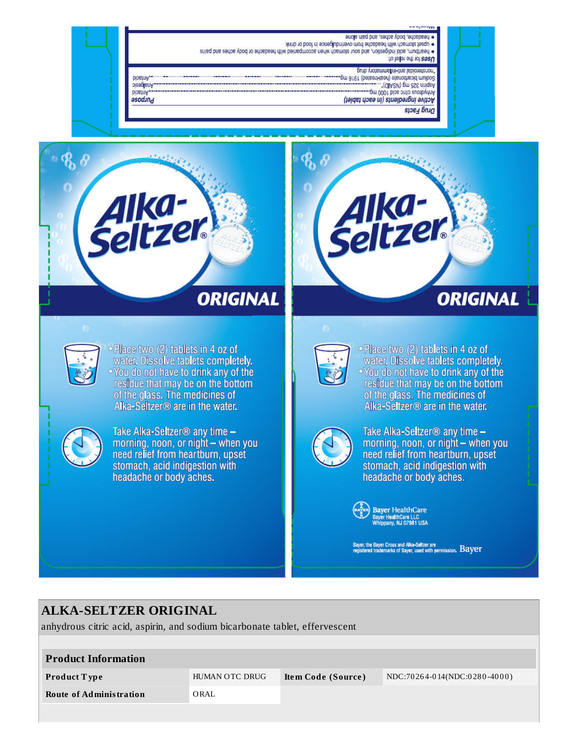Drug Facts

| Active ingredients (in each tablet) | Purpose |
|---|---|
| Anhydrous citric acid 1000 mg | Antacid |
| Aspirin 325 mg (NSAID)* | Analgesic |
| Sodium bicarbonate (heat-treated) 1916 mg | Antacid |

*nonsteroidal anti-inflammatory drug

**Uses** for the relief of:
- heartburn, acid indigestion, and sour stomach when accompanied with headache or body aches and pains
- upset stomach with headache from overindulgence in food or drink
- headache, body aches, and pain alone

Alka-Seltzer®

ORIGINAL

- Place two (2) tablets in 4 oz of water. Dissolve tablets completely.
- You do not have to drink any of the residue that may be on the bottom of the glass. The medicines of Alka-Seltzer® are in the water.

Take Alka-Seltzer® any time – morning, noon, or night – when you need relief from heartburn, upset stomach, acid indigestion with headache or body aches.

Alka-Seltzer®

ORIGINAL

- Place two (2) tablets in 4 oz of water. Dissolve tablets completely.
- You do not have to drink any of the residue that may be on the bottom of the glass. The medicines of Alka-Seltzer® are in the water.

Take Alka-Seltzer® any time – morning, noon, or night – when you need relief from heartburn, upset stomach, acid indigestion with headache or body aches.

Bayer HealthCare
Bayer HealthCare LLC
Whippany, NJ 07981 USA

Bayer, the Bayer Cross and Alka-Seltzer are registered trademarks of Bayer, used with permission. Bayer

## ALKA-SELTZER ORIGINAL

anhydrous citric acid, aspirin, and sodium bicarbonate tablet, effervescent

| Product Information | | | |
|---|---|---|---|
| **Product Type** | HUMAN OTC DRUG | **Item Code (Source)** | NDC:70264-014(NDC:0280-4000) |
| **Route of Administration** | ORAL | | |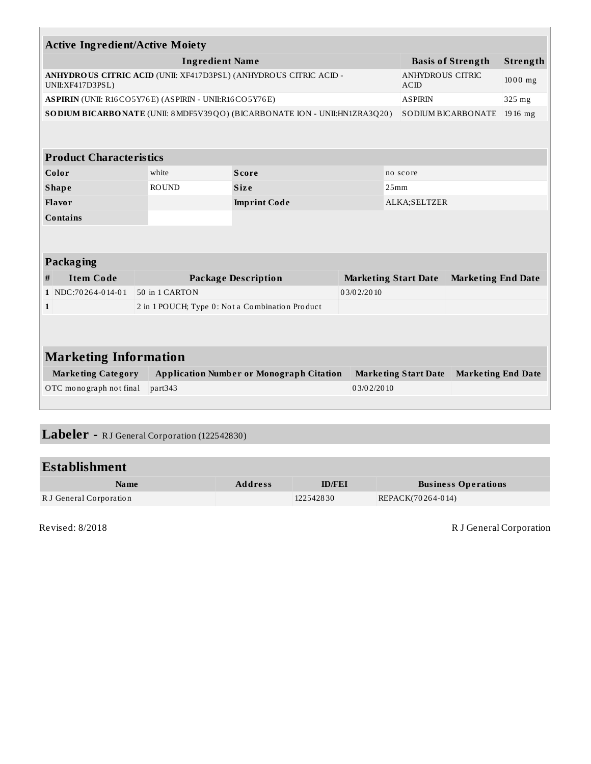| Active Ingredient/Active Moiety | | |
|---|---|---|
| **Ingredient Name** | **Basis of Strength** | **Strength** |
| **ANHYDROUS CITRIC ACID** (UNII: XF417D3PSL) (ANHYDROUS CITRIC ACID - UNII:XF417D3PSL) | ANHYDROUS CITRIC ACID | 1000 mg |
| **ASPIRIN** (UNII: R16CO5Y76E) (ASPIRIN - UNII:R16CO5Y76E) | ASPIRIN | 325 mg |
| **SODIUM BICARBONATE** (UNII: 8MDF5V39QO) (BICARBONATE ION - UNII:HN1ZRA3Q20) | SODIUM BICARBONATE | 1916 mg |

| Product Characteristics | | | |
|---|---|---|---|
| **Color** | white | **Score** | no score |
| **Shape** | ROUND | **Size** | 25mm |
| **Flavor** | | **Imprint Code** | ALKA;SELTZER |
| **Contains** | | | |

| Packaging | | | | |
|---|---|---|---|---|
| **#** | **Item Code** | **Package Description** | **Marketing Start Date** | **Marketing End Date** |
| 1 | NDC:70264-014-01 | 50 in 1 CARTON | 03/02/2010 | |
| 1 | | 2 in 1 POUCH; Type 0: Not a Combination Product | | |

| Marketing Information | | | |
|---|---|---|---|
| **Marketing Category** | **Application Number or Monograph Citation** | **Marketing Start Date** | **Marketing End Date** |
| OTC monograph not final | part343 | 03/02/2010 | |

## Labeler - R J General Corporation (122542830)

| Establishment | | | |
|---|---|---|---|
| **Name** | **Address** | **ID/FEI** | **Business Operations** |
| R J General Corporation | | 122542830 | REPACK(70264-014) |

Revised: 8/2018 R J General Corporation